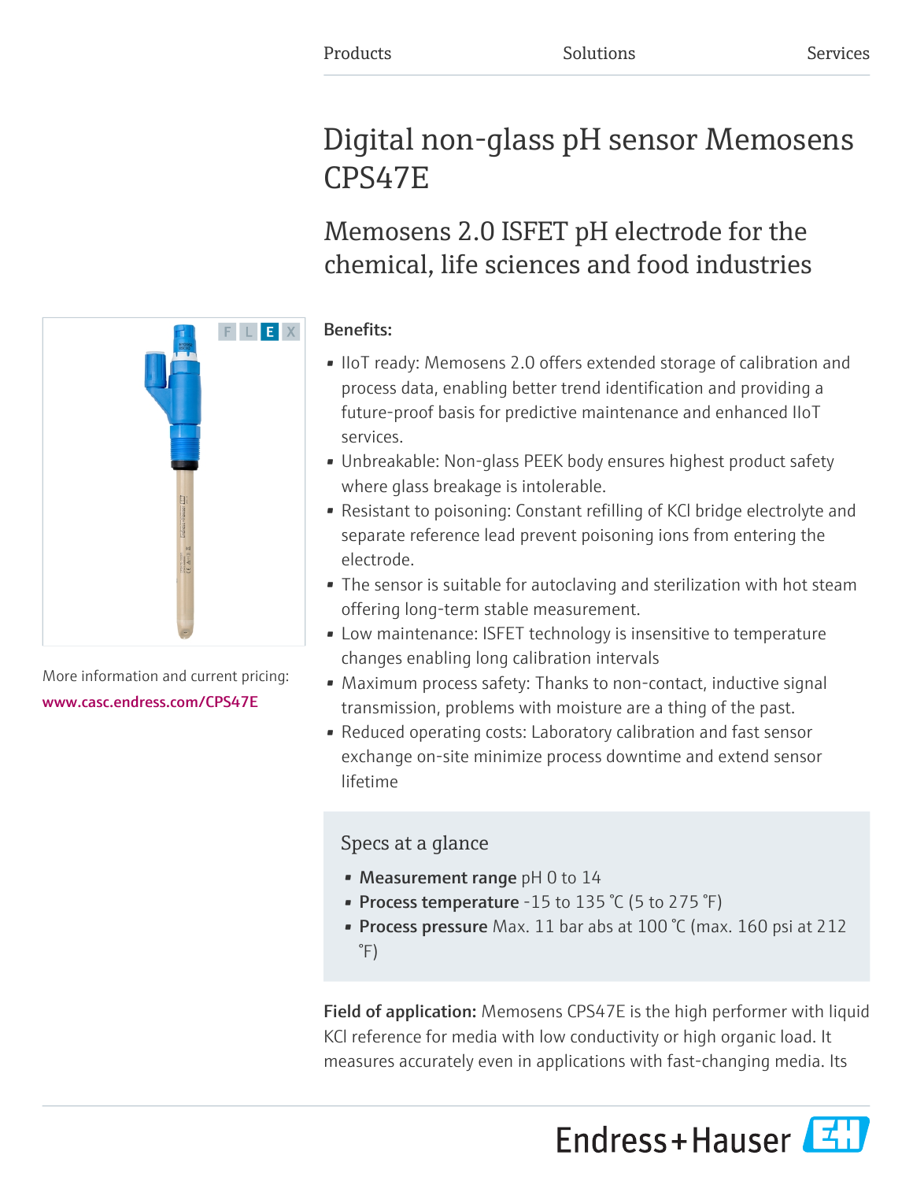Products Solutions Services

# Digital non-glass pH sensor Memosens CPS47E

## Memosens 2.0 ISFET pH electrode for the chemical, life sciences and food industries

More information and current pricing:
www.casc.endress.com/CPS47E

**Benefits:**

- IIoT ready: Memosens 2.0 offers extended storage of calibration and process data, enabling better trend identification and providing a future-proof basis for predictive maintenance and enhanced IIoT services.
- Unbreakable: Non-glass PEEK body ensures highest product safety where glass breakage is intolerable.
- Resistant to poisoning: Constant refilling of KCl bridge electrolyte and separate reference lead prevent poisoning ions from entering the electrode.
- The sensor is suitable for autoclaving and sterilization with hot steam offering long-term stable measurement.
- Low maintenance: ISFET technology is insensitive to temperature changes enabling long calibration intervals
- Maximum process safety: Thanks to non-contact, inductive signal transmission, problems with moisture are a thing of the past.
- Reduced operating costs: Laboratory calibration and fast sensor exchange on-site minimize process downtime and extend sensor lifetime

### Specs at a glance

- **Measurement range** pH 0 to 14
- **Process temperature** -15 to 135 °C (5 to 275 °F)
- **Process pressure** Max. 11 bar abs at 100 °C (max. 160 psi at 212 °F)

**Field of application:** Memosens CPS47E is the high performer with liquid KCl reference for media with low conductivity or high organic load. It measures accurately even in applications with fast-changing media. Its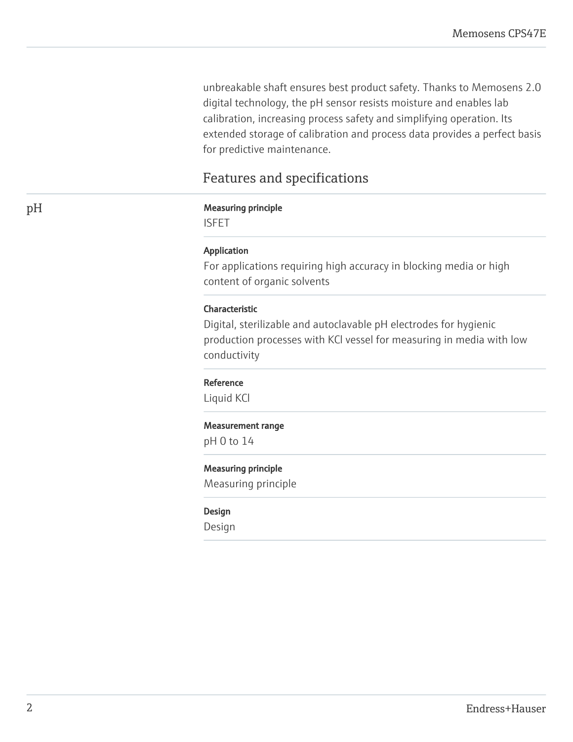unbreakable shaft ensures best product safety. Thanks to Memosens 2.0 digital technology, the pH sensor resists moisture and enables lab calibration, increasing process safety and simplifying operation. Its extended storage of calibration and process data provides a perfect basis for predictive maintenance.

## Features and specifications

### pH

**Measuring principle**

ISFET

**Application**

For applications requiring high accuracy in blocking media or high content of organic solvents

**Characteristic**

Digital, sterilizable and autoclavable pH electrodes for hygienic production processes with KCl vessel for measuring in media with low conductivity

**Reference**

Liquid KCl

**Measurement range**

pH 0 to 14

**Measuring principle**

Measuring principle

**Design**

Design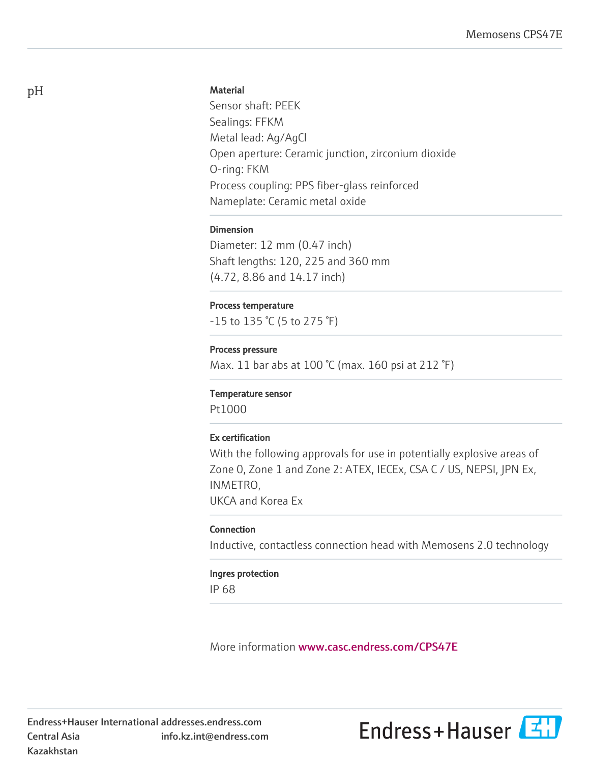## pH

**Material**

Sensor shaft: PEEK
Sealings: FFKM
Metal lead: Ag/AgCl
Open aperture: Ceramic junction, zirconium dioxide
O-ring: FKM
Process coupling: PPS fiber-glass reinforced
Nameplate: Ceramic metal oxide

**Dimension**

Diameter: 12 mm (0.47 inch)
Shaft lengths: 120, 225 and 360 mm
(4.72, 8.86 and 14.17 inch)

**Process temperature**

-15 to 135 °C (5 to 275 °F)

**Process pressure**

Max. 11 bar abs at 100 °C (max. 160 psi at 212 °F)

**Temperature sensor**

Pt1000

**Ex certification**

With the following approvals for use in potentially explosive areas of Zone 0, Zone 1 and Zone 2: ATEX, IECEx, CSA C / US, NEPSI, JPN Ex, INMETRO,
UKCA and Korea Ex

**Connection**

Inductive, contactless connection head with Memosens 2.0 technology

**Ingres protection**

IP 68

More information www.casc.endress.com/CPS47E

Endress+Hauser International addresses.endress.com
Central Asia info.kz.int@endress.com
Kazakhstan

Endress+Hauser